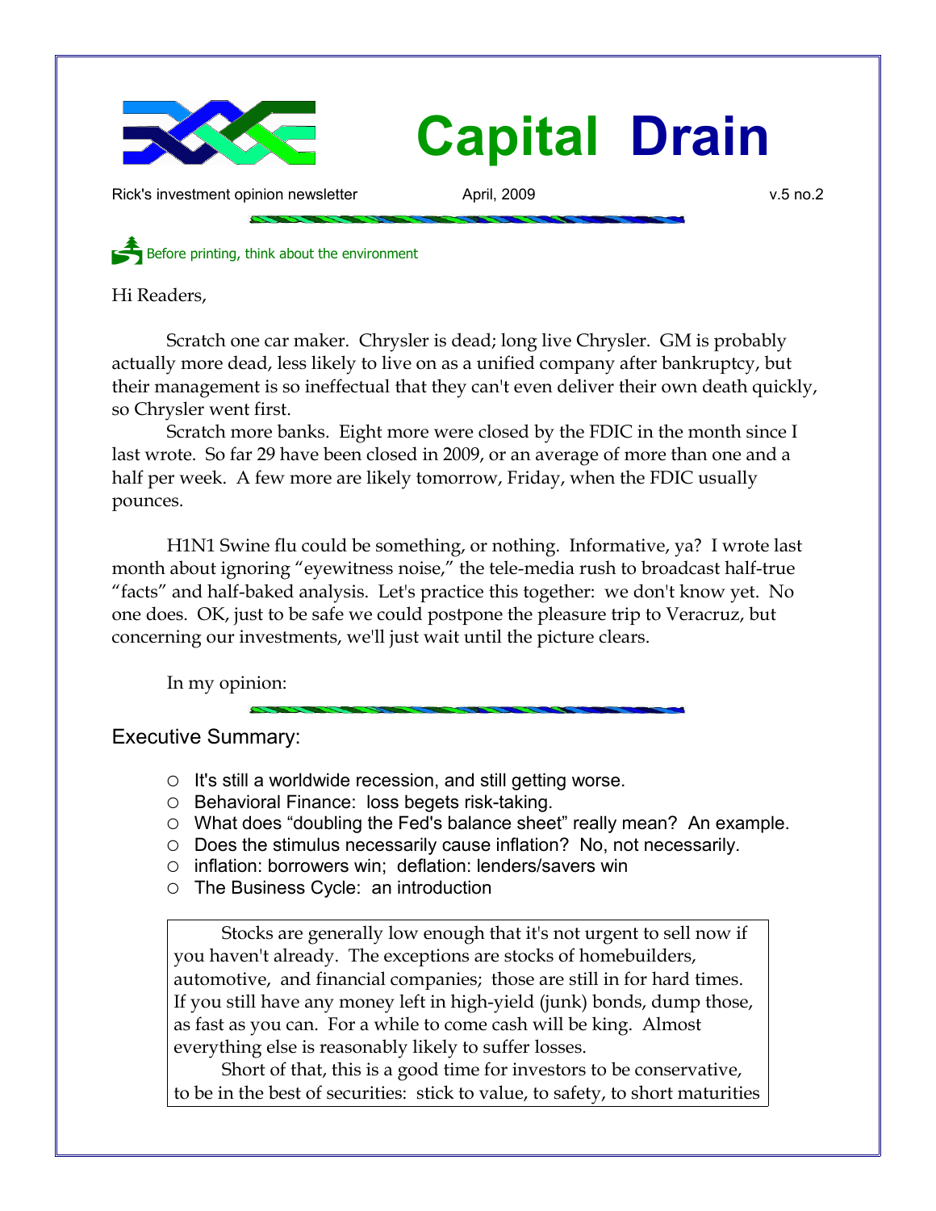# Capital Drain

Rick's investment opinion newsletter | April, 2009 | v.5 no.2

Before printing, think about the environment

Hi Readers,

Scratch one car maker. Chrysler is dead; long live Chrysler. GM is probably actually more dead, less likely to live on as a unified company after bankruptcy, but their management is so ineffectual that they can't even deliver their own death quickly, so Chrysler went first.

Scratch more banks. Eight more were closed by the FDIC in the month since I last wrote. So far 29 have been closed in 2009, or an average of more than one and a half per week. A few more are likely tomorrow, Friday, when the FDIC usually pounces.

H1N1 Swine flu could be something, or nothing. Informative, ya? I wrote last month about ignoring "eyewitness noise," the tele-media rush to broadcast half-true "facts" and half-baked analysis. Let's practice this together: we don't know yet. No one does. OK, just to be safe we could postpone the pleasure trip to Veracruz, but concerning our investments, we'll just wait until the picture clears.

In my opinion:

## Executive Summary:

- It's still a worldwide recession, and still getting worse.
- Behavioral Finance: loss begets risk-taking.
- What does "doubling the Fed's balance sheet" really mean? An example.
- Does the stimulus necessarily cause inflation? No, not necessarily.
- inflation: borrowers win; deflation: lenders/savers win
- The Business Cycle: an introduction

Stocks are generally low enough that it's not urgent to sell now if you haven't already. The exceptions are stocks of homebuilders, automotive, and financial companies; those are still in for hard times. If you still have any money left in high-yield (junk) bonds, dump those, as fast as you can. For a while to come cash will be king. Almost everything else is reasonably likely to suffer losses.

Short of that, this is a good time for investors to be conservative, to be in the best of securities: stick to value, to safety, to short maturities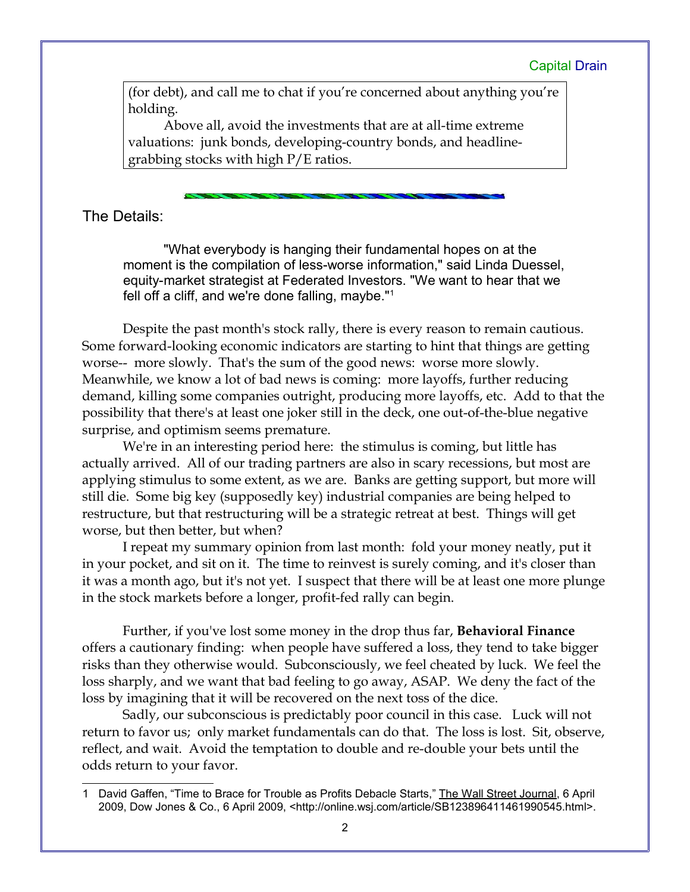(for debt), and call me to chat if you're concerned about anything you're holding.

Above all, avoid the investments that are at all-time extreme valuations: junk bonds, developing-country bonds, and headline-grabbing stocks with high P/E ratios.

## The Details:

> "What everybody is hanging their fundamental hopes on at the moment is the compilation of less-worse information," said Linda Duessel, equity-market strategist at Federated Investors. "We want to hear that we fell off a cliff, and we're done falling, maybe."[1]

Despite the past month's stock rally, there is every reason to remain cautious. Some forward-looking economic indicators are starting to hint that things are getting worse-- more slowly. That's the sum of the good news: worse more slowly. Meanwhile, we know a lot of bad news is coming: more layoffs, further reducing demand, killing some companies outright, producing more layoffs, etc. Add to that the possibility that there's at least one joker still in the deck, one out-of-the-blue negative surprise, and optimism seems premature.

We're in an interesting period here: the stimulus is coming, but little has actually arrived. All of our trading partners are also in scary recessions, but most are applying stimulus to some extent, as we are. Banks are getting support, but more will still die. Some big key (supposedly key) industrial companies are being helped to restructure, but that restructuring will be a strategic retreat at best. Things will get worse, but then better, but when?

I repeat my summary opinion from last month: fold your money neatly, put it in your pocket, and sit on it. The time to reinvest is surely coming, and it's closer than it was a month ago, but it's not yet. I suspect that there will be at least one more plunge in the stock markets before a longer, profit-fed rally can begin.

Further, if you've lost some money in the drop thus far, **Behavioral Finance** offers a cautionary finding: when people have suffered a loss, they tend to take bigger risks than they otherwise would. Subconsciously, we feel cheated by luck. We feel the loss sharply, and we want that bad feeling to go away, ASAP. We deny the fact of the loss by imagining that it will be recovered on the next toss of the dice.

Sadly, our subconscious is predictably poor council in this case. Luck will not return to favor us; only market fundamentals can do that. The loss is lost. Sit, observe, reflect, and wait. Avoid the temptation to double and re-double your bets until the odds return to your favor.

---

1 David Gaffen, "Time to Brace for Trouble as Profits Debacle Starts," The Wall Street Journal, 6 April 2009, Dow Jones & Co., 6 April 2009, <http://online.wsj.com/article/SB123896411461990545.html>.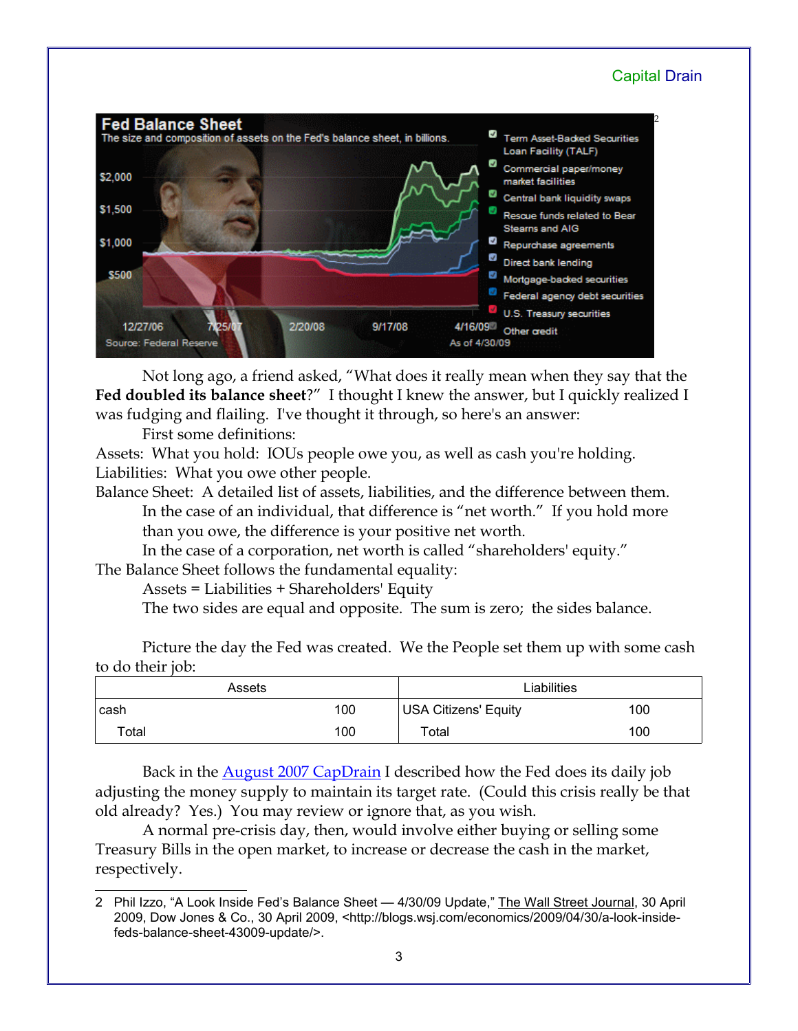Not long ago, a friend asked, “What does it really mean when they say that the **Fed doubled its balance sheet**?” I thought I knew the answer, but I quickly realized I was fudging and flailing. I've thought it through, so here's an answer:

First some definitions:

Assets: What you hold: IOUs people owe you, as well as cash you're holding.
Liabilities: What you owe other people.
Balance Sheet: A detailed list of assets, liabilities, and the difference between them.

In the case of an individual, that difference is “net worth.” If you hold more than you owe, the difference is your positive net worth.

In the case of a corporation, net worth is called “shareholders' equity.”

The Balance Sheet follows the fundamental equality:

Assets = Liabilities + Shareholders' Equity

The two sides are equal and opposite. The sum is zero; the sides balance.

Picture the day the Fed was created. We the People set them up with some cash to do their job:

| Assets | | Liabilities | |
|---|---|---|---|
| cash | 100 | USA Citizens' Equity | 100 |
| Total | 100 | Total | 100 |

Back in the [August 2007 CapDrain](#) I described how the Fed does its daily job adjusting the money supply to maintain its target rate. (Could this crisis really be that old already? Yes.) You may review or ignore that, as you wish.

A normal pre-crisis day, then, would involve either buying or selling some Treasury Bills in the open market, to increase or decrease the cash in the market, respectively.

---

2 Phil Izzo, “A Look Inside Fed's Balance Sheet — 4/30/09 Update,” The Wall Street Journal, 30 April 2009, Dow Jones & Co., 30 April 2009, <http://blogs.wsj.com/economics/2009/04/30/a-look-inside-feds-balance-sheet-43009-update/>.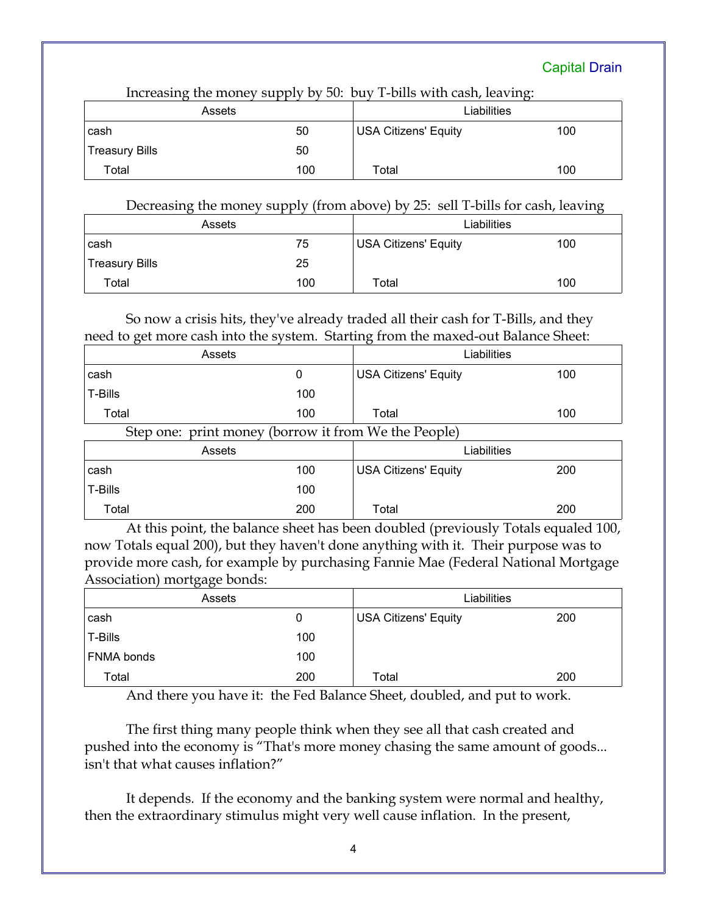Increasing the money supply by 50: buy T-bills with cash, leaving:

| Assets | | Liabilities | |
|---|---|---|---|
| cash | 50 | USA Citizens' Equity | 100 |
| Treasury Bills | 50 | | |
| Total | 100 | Total | 100 |

Decreasing the money supply (from above) by 25: sell T-bills for cash, leaving

| Assets | | Liabilities | |
|---|---|---|---|
| cash | 75 | USA Citizens' Equity | 100 |
| Treasury Bills | 25 | | |
| Total | 100 | Total | 100 |

So now a crisis hits, they've already traded all their cash for T-Bills, and they need to get more cash into the system. Starting from the maxed-out Balance Sheet:

| Assets | | Liabilities | |
|---|---|---|---|
| cash | 0 | USA Citizens' Equity | 100 |
| T-Bills | 100 | | |
| Total | 100 | Total | 100 |

Step one: print money (borrow it from We the People)

| Assets | | Liabilities | |
|---|---|---|---|
| cash | 100 | USA Citizens' Equity | 200 |
| T-Bills | 100 | | |
| Total | 200 | Total | 200 |

At this point, the balance sheet has been doubled (previously Totals equaled 100, now Totals equal 200), but they haven't done anything with it. Their purpose was to provide more cash, for example by purchasing Fannie Mae (Federal National Mortgage Association) mortgage bonds:

| Assets | | Liabilities | |
|---|---|---|---|
| cash | 0 | USA Citizens' Equity | 200 |
| T-Bills | 100 | | |
| FNMA bonds | 100 | | |
| Total | 200 | Total | 200 |

And there you have it: the Fed Balance Sheet, doubled, and put to work.

The first thing many people think when they see all that cash created and pushed into the economy is "That's more money chasing the same amount of goods... isn't that what causes inflation?"

It depends. If the economy and the banking system were normal and healthy, then the extraordinary stimulus might very well cause inflation. In the present,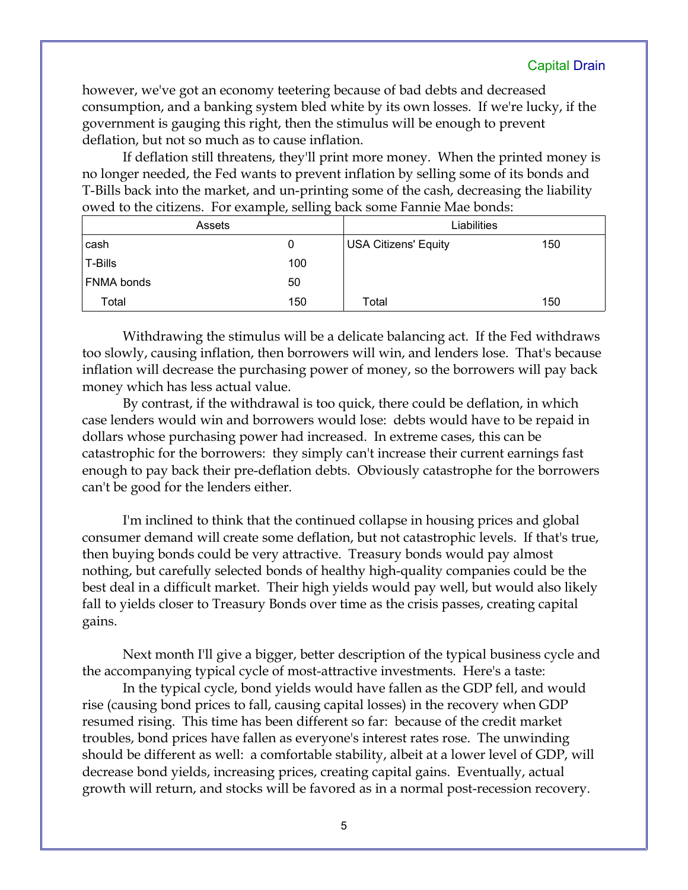however, we've got an economy teetering because of bad debts and decreased consumption, and a banking system bled white by its own losses. If we're lucky, if the government is gauging this right, then the stimulus will be enough to prevent deflation, but not so much as to cause inflation.

If deflation still threatens, they'll print more money. When the printed money is no longer needed, the Fed wants to prevent inflation by selling some of its bonds and T-Bills back into the market, and un-printing some of the cash, decreasing the liability owed to the citizens. For example, selling back some Fannie Mae bonds:

| Assets | | Liabilities | |
|---|---|---|---|
| cash | 0 | USA Citizens' Equity | 150 |
| T-Bills | 100 | | |
| FNMA bonds | 50 | | |
| Total | 150 | Total | 150 |

Withdrawing the stimulus will be a delicate balancing act. If the Fed withdraws too slowly, causing inflation, then borrowers will win, and lenders lose. That's because inflation will decrease the purchasing power of money, so the borrowers will pay back money which has less actual value.

By contrast, if the withdrawal is too quick, there could be deflation, in which case lenders would win and borrowers would lose: debts would have to be repaid in dollars whose purchasing power had increased. In extreme cases, this can be catastrophic for the borrowers: they simply can't increase their current earnings fast enough to pay back their pre-deflation debts. Obviously catastrophe for the borrowers can't be good for the lenders either.

I'm inclined to think that the continued collapse in housing prices and global consumer demand will create some deflation, but not catastrophic levels. If that's true, then buying bonds could be very attractive. Treasury bonds would pay almost nothing, but carefully selected bonds of healthy high-quality companies could be the best deal in a difficult market. Their high yields would pay well, but would also likely fall to yields closer to Treasury Bonds over time as the crisis passes, creating capital gains.

Next month I'll give a bigger, better description of the typical business cycle and the accompanying typical cycle of most-attractive investments. Here's a taste:

In the typical cycle, bond yields would have fallen as the GDP fell, and would rise (causing bond prices to fall, causing capital losses) in the recovery when GDP resumed rising. This time has been different so far: because of the credit market troubles, bond prices have fallen as everyone's interest rates rose. The unwinding should be different as well: a comfortable stability, albeit at a lower level of GDP, will decrease bond yields, increasing prices, creating capital gains. Eventually, actual growth will return, and stocks will be favored as in a normal post-recession recovery.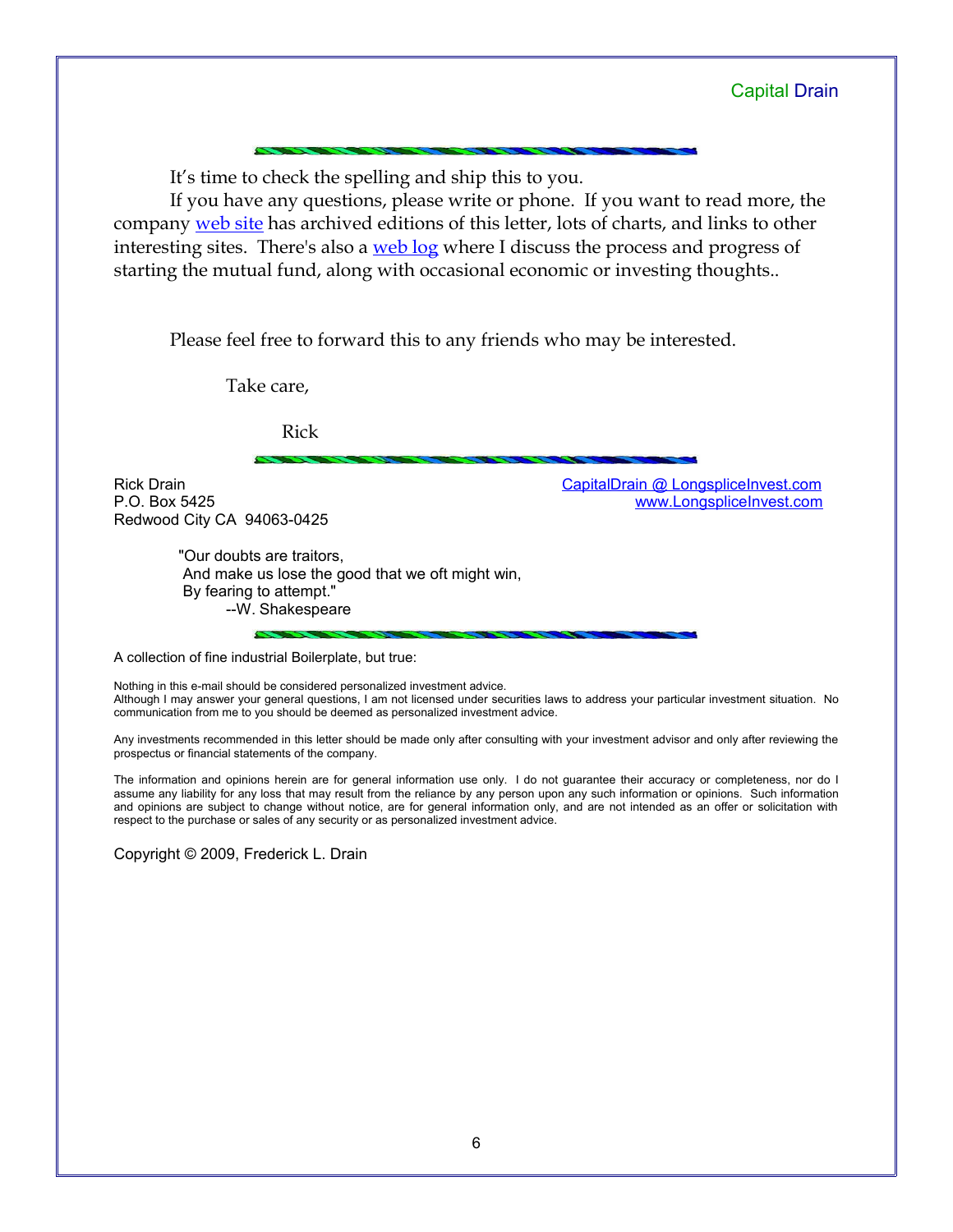It's time to check the spelling and ship this to you.

If you have any questions, please write or phone. If you want to read more, the company web site has archived editions of this letter, lots of charts, and links to other interesting sites. There's also a web log where I discuss the process and progress of starting the mutual fund, along with occasional economic or investing thoughts..

Please feel free to forward this to any friends who may be interested.

Take care,

Rick

---

Rick Drain
P.O. Box 5425
Redwood City CA 94063-0425

CapitalDrain @ LongspliceInvest.com
www.LongspliceInvest.com

"Our doubts are traitors,
And make us lose the good that we oft might win,
By fearing to attempt."
--W. Shakespeare

---

A collection of fine industrial Boilerplate, but true:

Nothing in this e-mail should be considered personalized investment advice.
Although I may answer your general questions, I am not licensed under securities laws to address your particular investment situation. No communication from me to you should be deemed as personalized investment advice.

Any investments recommended in this letter should be made only after consulting with your investment advisor and only after reviewing the prospectus or financial statements of the company.

The information and opinions herein are for general information use only. I do not guarantee their accuracy or completeness, nor do I assume any liability for any loss that may result from the reliance by any person upon any such information or opinions. Such information and opinions are subject to change without notice, are for general information only, and are not intended as an offer or solicitation with respect to the purchase or sales of any security or as personalized investment advice.

Copyright © 2009, Frederick L. Drain